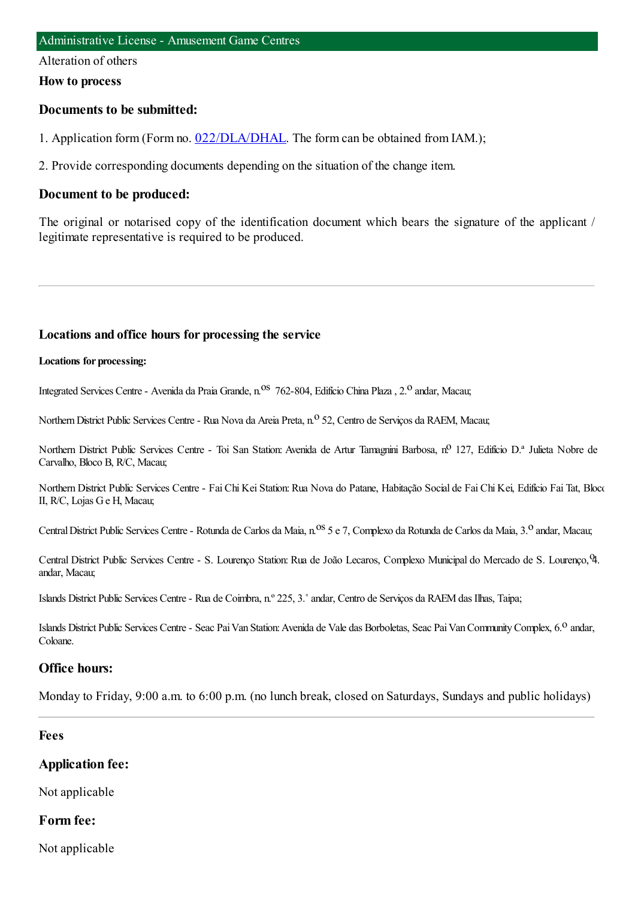Administrative License - Amusement Game Centres

Alteration of others

**How to process**

### Documents to be submitted:

1. Application form (Form no. [022/DLA/DHAL](022/DLA/DHAL). The form can be obtained from IAM.);

2. Provide corresponding documents depending on the situation of the change item.

### Document to be produced:

The original or notarised copy of the identification document which bears the signature of the applicant / legitimate representative is required to be produced.

---

### Locations and office hours for processing the service

**Locations for processing:**

Integrated Services Centre - Avenida da Praia Grande, n.os 762-804, Edifício China Plaza , 2.o andar, Macau;

Northern District Public Services Centre - Rua Nova da Areia Preta, n.o 52, Centro de Serviços da RAEM, Macau;

Northern District Public Services Centre - Toi San Station: Avenida de Artur Tamagnini Barbosa, no 127, Edifício D.ª Julieta Nobre de Carvalho, Bloco B, R/C, Macau;

Northern District Public Services Centre - Fai Chi Kei Station: Rua Nova do Patane, Habitação Social de Fai Chi Kei, Edifício Fai Tat, Bloco II, R/C, Lojas G e H, Macau;

Central District Public Services Centre - Rotunda de Carlos da Maia, n.os 5 e 7, Complexo da Rotunda de Carlos da Maia, 3.o andar, Macau;

Central District Public Services Centre - S. Lourenço Station: Rua de João Lecaros, Complexo Municipal do Mercado de S. Lourenço, 4.o andar, Macau;

Islands District Public Services Centre - Rua de Coimbra, n.º 225, 3.˚ andar, Centro de Serviços da RAEM das Ilhas, Taipa;

Islands District Public Services Centre - Seac Pai Van Station: Avenida de Vale das Borboletas, Seac Pai Van Community Complex, 6.o andar, Coloane.

### Office hours:

Monday to Friday, 9:00 a.m. to 6:00 p.m. (no lunch break, closed on Saturdays, Sundays and public holidays)

---

**Fees**

### Application fee:

Not applicable

### Form fee:

Not applicable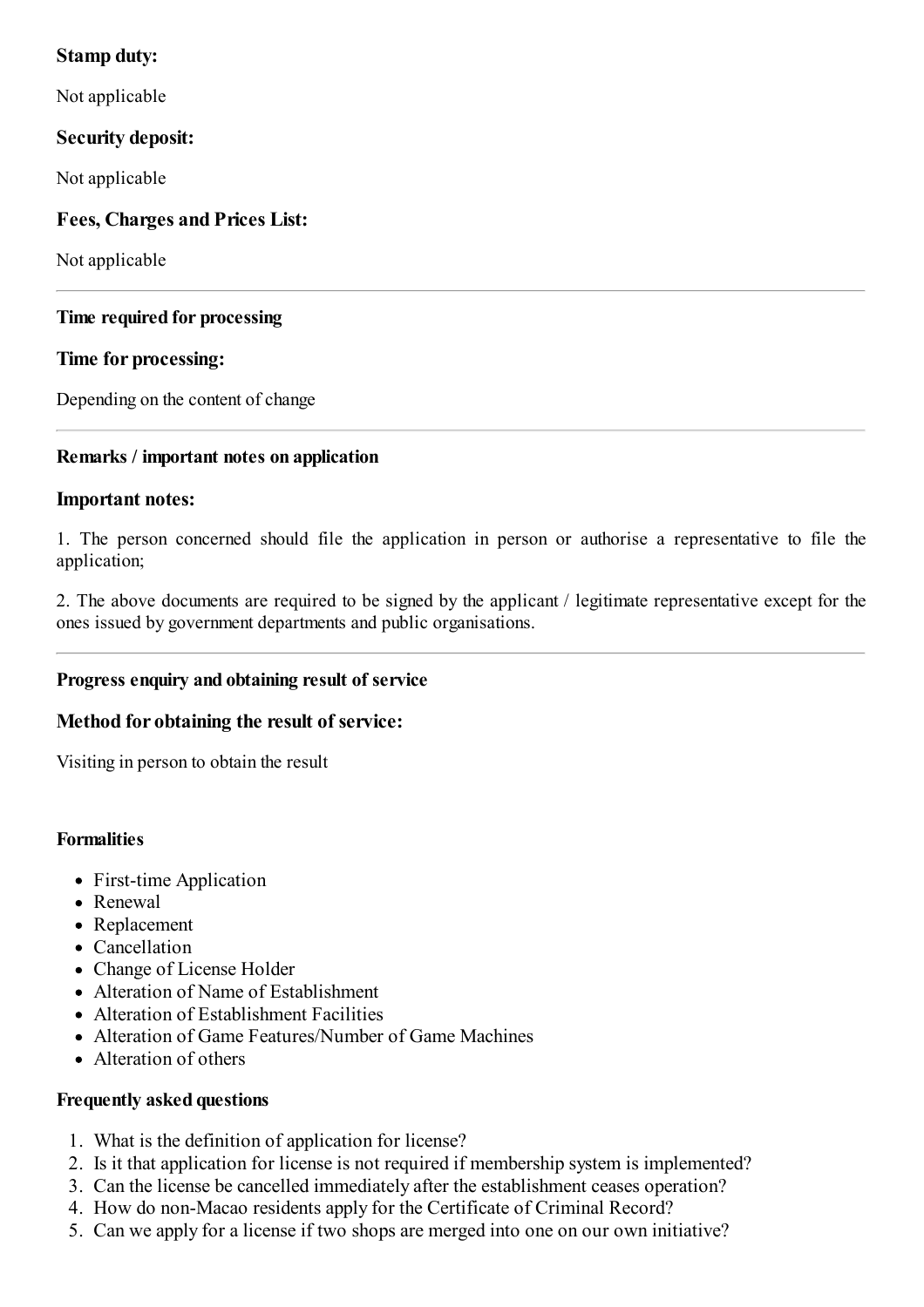### Stamp duty:

Not applicable

### Security deposit:

Not applicable

### Fees, Charges and Prices List:

Not applicable

---

**Time required for processing**

### Time for processing:

Depending on the content of change

---

**Remarks / important notes on application**

### Important notes:

1. The person concerned should file the application in person or authorise a representative to file the application;

2. The above documents are required to be signed by the applicant / legitimate representative except for the ones issued by government departments and public organisations.

---

**Progress enquiry and obtaining result of service**

### Method for obtaining the result of service:

Visiting in person to obtain the result

**Formalities**

- First-time Application
- Renewal
- Replacement
- Cancellation
- Change of License Holder
- Alteration of Name of Establishment
- Alteration of Establishment Facilities
- Alteration of Game Features/Number of Game Machines
- Alteration of others

**Frequently asked questions**

1. What is the definition of application for license?
2. Is it that application for license is not required if membership system is implemented?
3. Can the license be cancelled immediately after the establishment ceases operation?
4. How do non-Macao residents apply for the Certificate of Criminal Record?
5. Can we apply for a license if two shops are merged into one on our own initiative?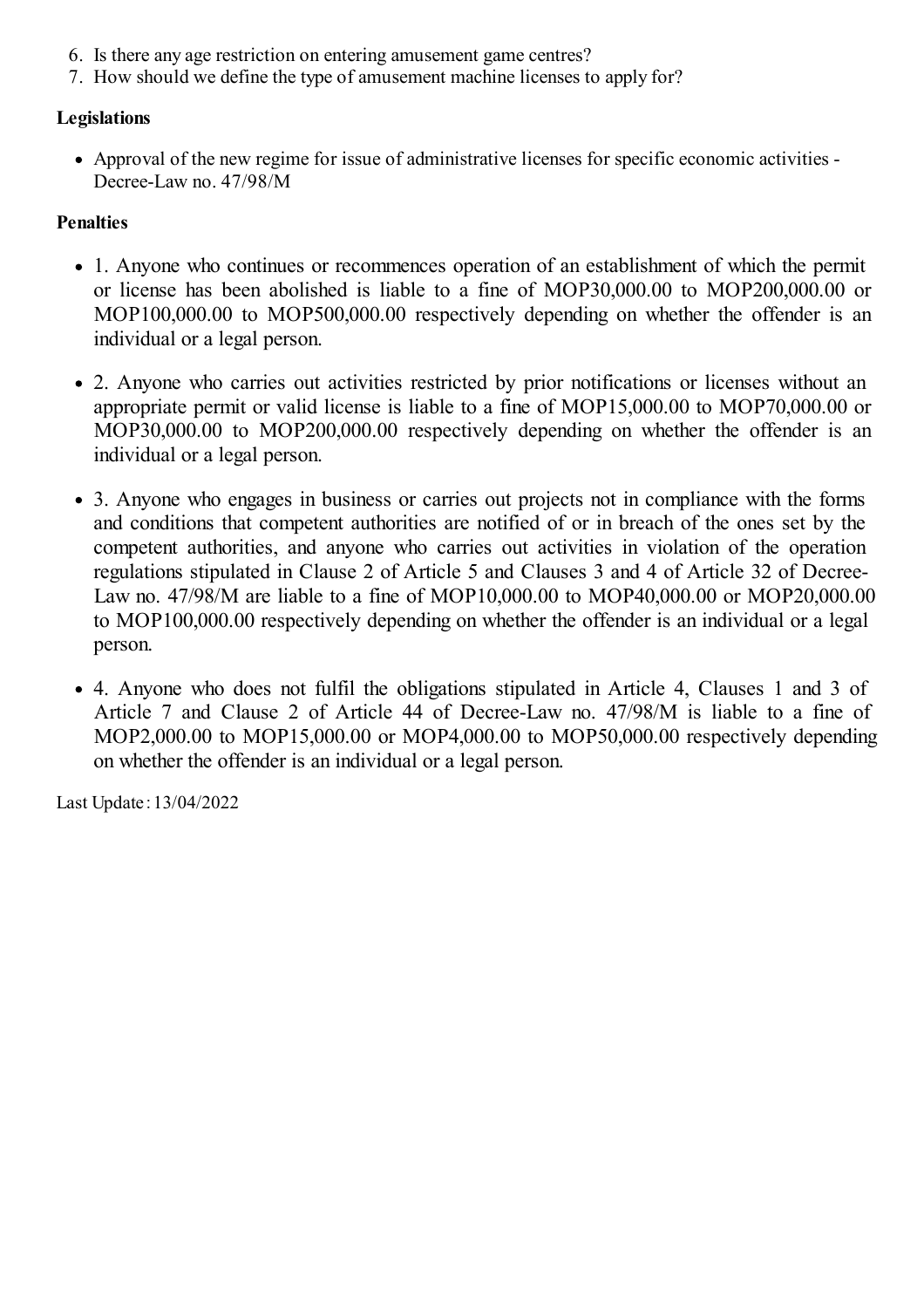6. Is there any age restriction on entering amusement game centres?
7. How should we define the type of amusement machine licenses to apply for?

**Legislations**

- Approval of the new regime for issue of administrative licenses for specific economic activities - Decree-Law no. 47/98/M

**Penalties**

- 1. Anyone who continues or recommences operation of an establishment of which the permit or license has been abolished is liable to a fine of MOP30,000.00 to MOP200,000.00 or MOP100,000.00 to MOP500,000.00 respectively depending on whether the offender is an individual or a legal person.

- 2. Anyone who carries out activities restricted by prior notifications or licenses without an appropriate permit or valid license is liable to a fine of MOP15,000.00 to MOP70,000.00 or MOP30,000.00 to MOP200,000.00 respectively depending on whether the offender is an individual or a legal person.

- 3. Anyone who engages in business or carries out projects not in compliance with the forms and conditions that competent authorities are notified of or in breach of the ones set by the competent authorities, and anyone who carries out activities in violation of the operation regulations stipulated in Clause 2 of Article 5 and Clauses 3 and 4 of Article 32 of Decree-Law no. 47/98/M are liable to a fine of MOP10,000.00 to MOP40,000.00 or MOP20,000.00 to MOP100,000.00 respectively depending on whether the offender is an individual or a legal person.

- 4. Anyone who does not fulfil the obligations stipulated in Article 4, Clauses 1 and 3 of Article 7 and Clause 2 of Article 44 of Decree-Law no. 47/98/M is liable to a fine of MOP2,000.00 to MOP15,000.00 or MOP4,000.00 to MOP50,000.00 respectively depending on whether the offender is an individual or a legal person.

Last Update : 13/04/2022